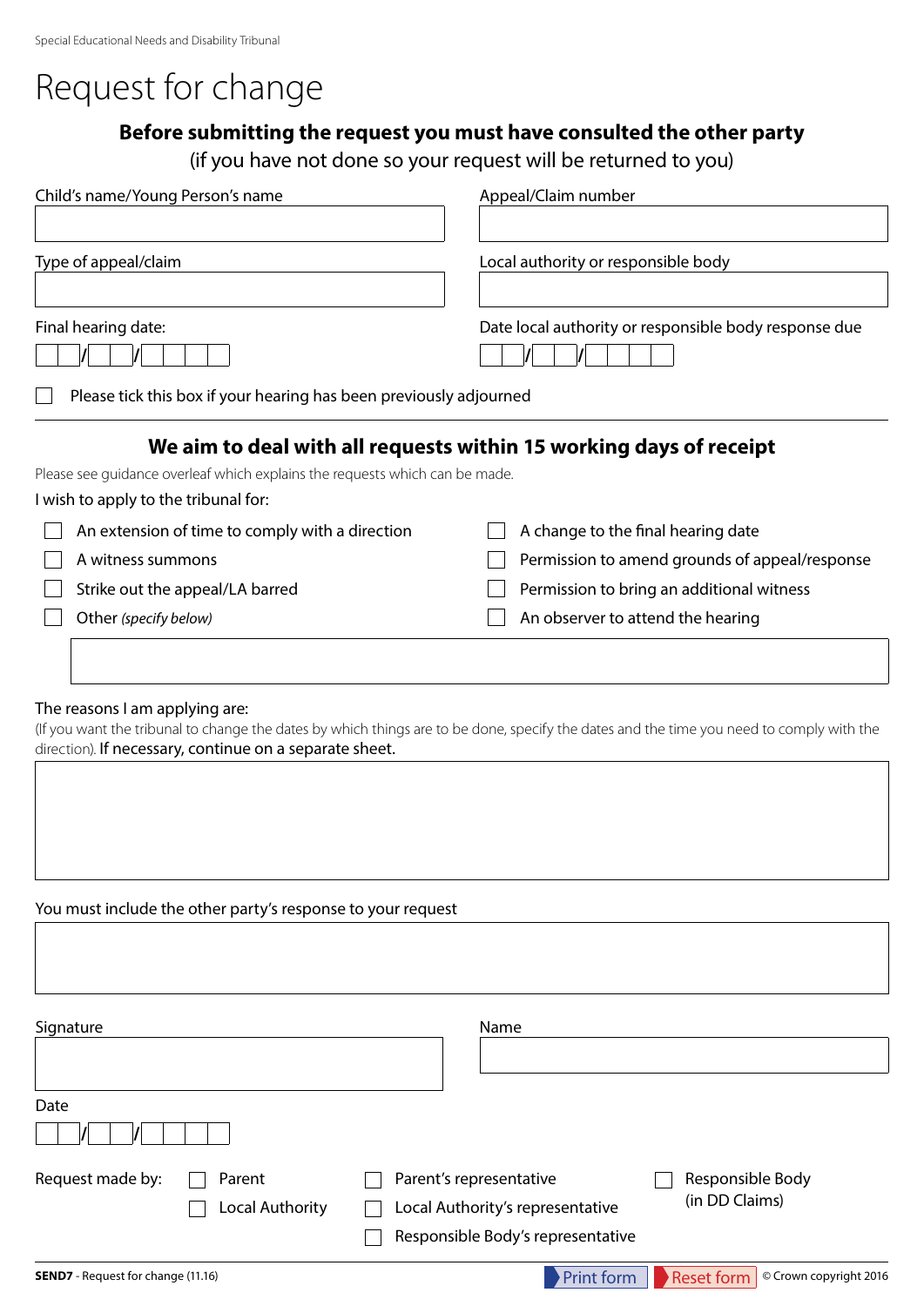Special Educational Needs and Disability Tribunal

# Request for change

**Before submitting the request you must have consulted the other party**

(if you have not done so your request will be returned to you)

Child's name/Young Person's name

Appeal/Claim number

Type of appeal/claim

Local authority or responsible body

Final hearing date: __ __ / __ __ / __ __ __ __

Date local authority or responsible body response due __ __ / __ __ / __ __ __ __

☐ Please tick this box if your hearing has been previously adjourned

## We aim to deal with all requests within 15 working days of receipt

Please see guidance overleaf which explains the requests which can be made.

I wish to apply to the tribunal for:

- ☐ An extension of time to comply with a direction
- ☐ A witness summons
- ☐ Strike out the appeal/LA barred
- ☐ Other *(specify below)*
- ☐ A change to the final hearing date
- ☐ Permission to amend grounds of appeal/response
- ☐ Permission to bring an additional witness
- ☐ An observer to attend the hearing

The reasons I am applying are:

(If you want the tribunal to change the dates by which things are to be done, specify the dates and the time you need to comply with the direction). If necessary, continue on a separate sheet.

You must include the other party's response to your request

Signature

Name

Date __ __ / __ __ / __ __ __ __

Request made by:

- ☐ Parent
- ☐ Local Authority
- ☐ Parent's representative
- ☐ Local Authority's representative
- ☐ Responsible Body's representative
- ☐ Responsible Body (in DD Claims)

**SEND7** - Request for change (11.16)

Print form | Reset form

© Crown copyright 2016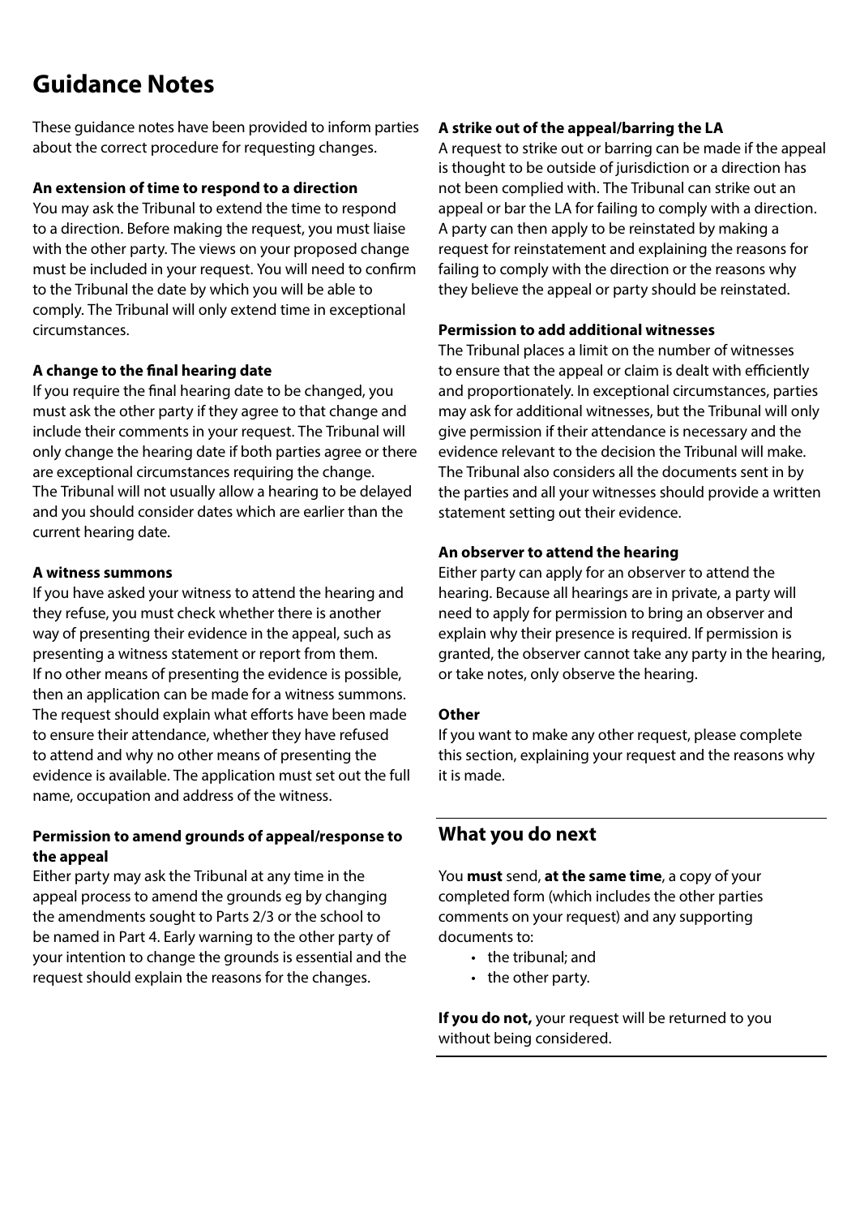# Guidance Notes

These guidance notes have been provided to inform parties about the correct procedure for requesting changes.

**An extension of time to respond to a direction**

You may ask the Tribunal to extend the time to respond to a direction. Before making the request, you must liaise with the other party. The views on your proposed change must be included in your request. You will need to confirm to the Tribunal the date by which you will be able to comply. The Tribunal will only extend time in exceptional circumstances.

**A change to the final hearing date**

If you require the final hearing date to be changed, you must ask the other party if they agree to that change and include their comments in your request. The Tribunal will only change the hearing date if both parties agree or there are exceptional circumstances requiring the change. The Tribunal will not usually allow a hearing to be delayed and you should consider dates which are earlier than the current hearing date.

**A witness summons**

If you have asked your witness to attend the hearing and they refuse, you must check whether there is another way of presenting their evidence in the appeal, such as presenting a witness statement or report from them. If no other means of presenting the evidence is possible, then an application can be made for a witness summons. The request should explain what efforts have been made to ensure their attendance, whether they have refused to attend and why no other means of presenting the evidence is available. The application must set out the full name, occupation and address of the witness.

**Permission to amend grounds of appeal/response to the appeal**

Either party may ask the Tribunal at any time in the appeal process to amend the grounds eg by changing the amendments sought to Parts 2/3 or the school to be named in Part 4. Early warning to the other party of your intention to change the grounds is essential and the request should explain the reasons for the changes.

**A strike out of the appeal/barring the LA**

A request to strike out or barring can be made if the appeal is thought to be outside of jurisdiction or a direction has not been complied with. The Tribunal can strike out an appeal or bar the LA for failing to comply with a direction. A party can then apply to be reinstated by making a request for reinstatement and explaining the reasons for failing to comply with the direction or the reasons why they believe the appeal or party should be reinstated.

**Permission to add additional witnesses**

The Tribunal places a limit on the number of witnesses to ensure that the appeal or claim is dealt with efficiently and proportionately. In exceptional circumstances, parties may ask for additional witnesses, but the Tribunal will only give permission if their attendance is necessary and the evidence relevant to the decision the Tribunal will make. The Tribunal also considers all the documents sent in by the parties and all your witnesses should provide a written statement setting out their evidence.

**An observer to attend the hearing**

Either party can apply for an observer to attend the hearing. Because all hearings are in private, a party will need to apply for permission to bring an observer and explain why their presence is required. If permission is granted, the observer cannot take any party in the hearing, or take notes, only observe the hearing.

**Other**

If you want to make any other request, please complete this section, explaining your request and the reasons why it is made.

## What you do next

You **must** send, **at the same time**, a copy of your completed form (which includes the other parties comments on your request) and any supporting documents to:

- the tribunal; and
- the other party.

**If you do not,** your request will be returned to you without being considered.